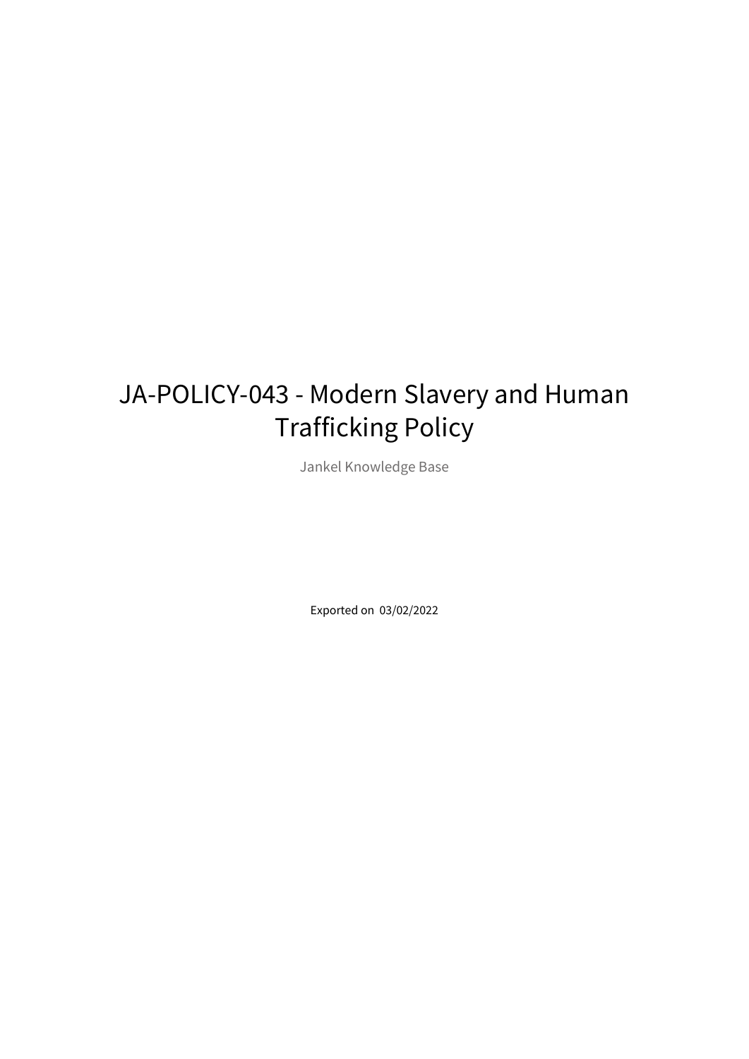# JA-POLICY-043 - Modern Slavery and Human Trafficking Policy

Jankel Knowledge Base

Exported on 03/02/2022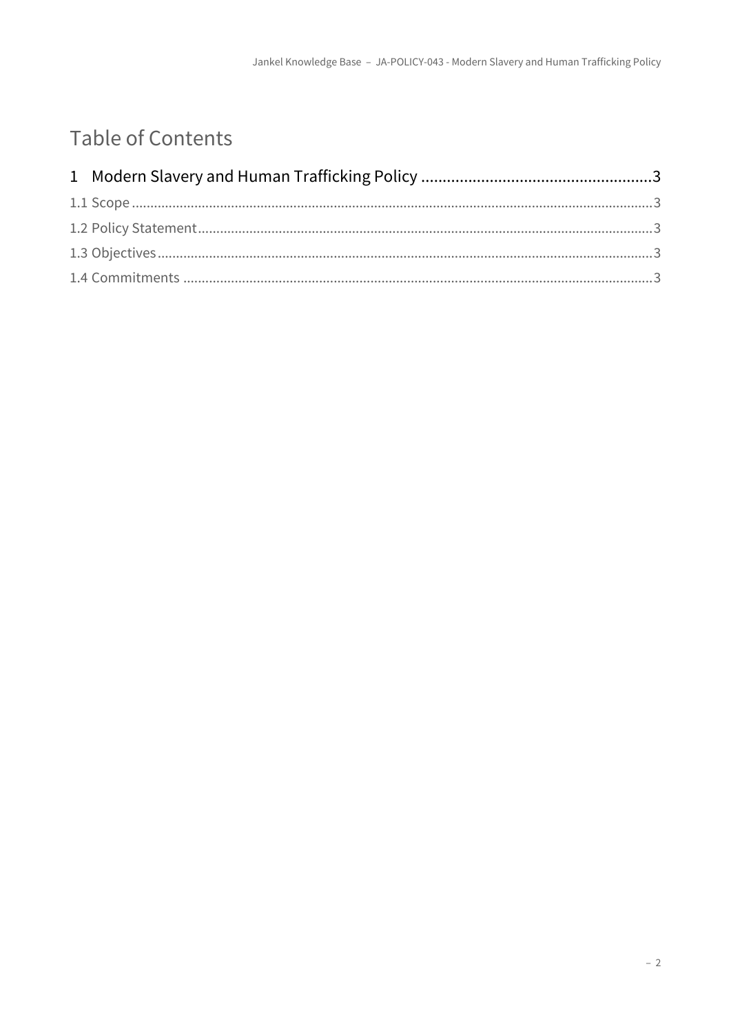# Table of Contents

1 Modern Slavery and Human Trafficking Policy ..................................................... 3

1.1 Scope .................................................................................................................... 3

1.2 Policy Statement ................................................................................................... 3

1.3 Objectives ............................................................................................................. 3

1.4 Commitments ....................................................................................................... 3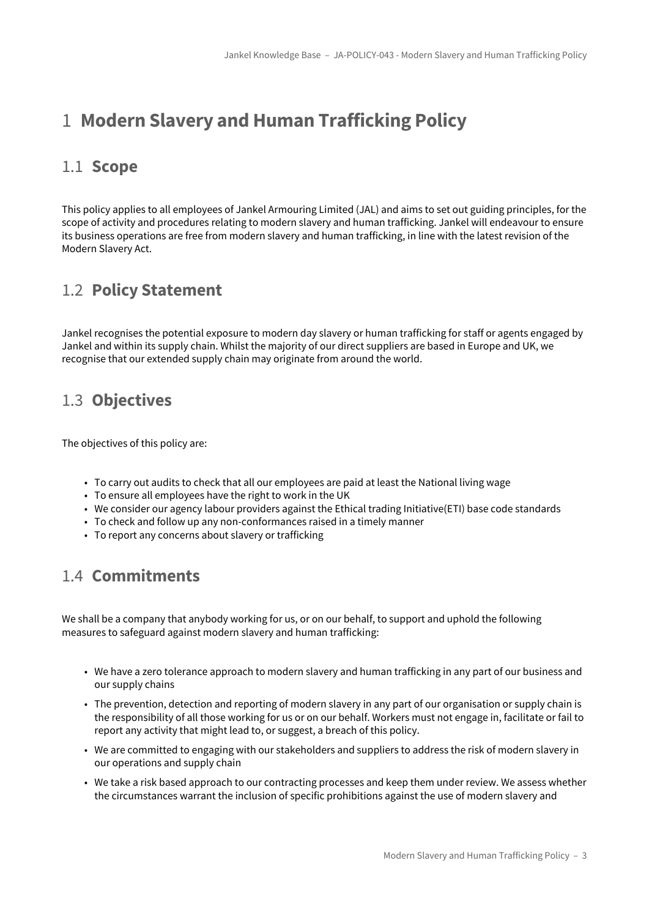# 1 **Modern Slavery and Human Trafficking Policy**

## 1.1 **Scope**

This policy applies to all employees of Jankel Armouring Limited (JAL) and aims to set out guiding principles, for the scope of activity and procedures relating to modern slavery and human trafficking. Jankel will endeavour to ensure its business operations are free from modern slavery and human trafficking, in line with the latest revision of the Modern Slavery Act.

## 1.2 **Policy Statement**

Jankel recognises the potential exposure to modern day slavery or human trafficking for staff or agents engaged by Jankel and within its supply chain. Whilst the majority of our direct suppliers are based in Europe and UK, we recognise that our extended supply chain may originate from around the world.

## 1.3 **Objectives**

The objectives of this policy are:

- To carry out audits to check that all our employees are paid at least the National living wage
- To ensure all employees have the right to work in the UK
- We consider our agency labour providers against the Ethical trading Initiative(ETI) base code standards
- To check and follow up any non-conformances raised in a timely manner
- To report any concerns about slavery or trafficking

## 1.4 **Commitments**

We shall be a company that anybody working for us, or on our behalf, to support and uphold the following measures to safeguard against modern slavery and human trafficking:

- We have a zero tolerance approach to modern slavery and human trafficking in any part of our business and our supply chains
- The prevention, detection and reporting of modern slavery in any part of our organisation or supply chain is the responsibility of all those working for us or on our behalf. Workers must not engage in, facilitate or fail to report any activity that might lead to, or suggest, a breach of this policy.
- We are committed to engaging with our stakeholders and suppliers to address the risk of modern slavery in our operations and supply chain
- We take a risk based approach to our contracting processes and keep them under review. We assess whether the circumstances warrant the inclusion of specific prohibitions against the use of modern slavery and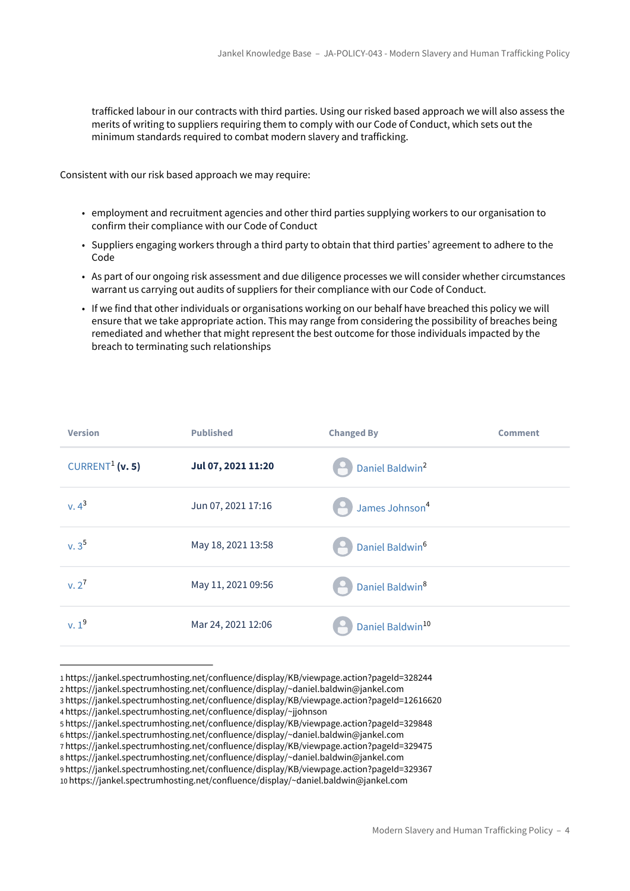trafficked labour in our contracts with third parties. Using our risked based approach we will also assess the merits of writing to suppliers requiring them to comply with our Code of Conduct, which sets out the minimum standards required to combat modern slavery and trafficking.

Consistent with our risk based approach we may require:

- employment and recruitment agencies and other third parties supplying workers to our organisation to confirm their compliance with our Code of Conduct
- Suppliers engaging workers through a third party to obtain that third parties' agreement to adhere to the Code
- As part of our ongoing risk assessment and due diligence processes we will consider whether circumstances warrant us carrying out audits of suppliers for their compliance with our Code of Conduct.
- If we find that other individuals or organisations working on our behalf have breached this policy we will ensure that we take appropriate action. This may range from considering the possibility of breaches being remediated and whether that might represent the best outcome for those individuals impacted by the breach to terminating such relationships

| Version | Published | Changed By | Comment |
|---|---|---|---|
| CURRENT[1] **(v. 5)** | **Jul 07, 2021 11:20** | Daniel Baldwin[2] | |
| v. 4[3] | Jun 07, 2021 17:16 | James Johnson[4] | |
| v. 3[5] | May 18, 2021 13:58 | Daniel Baldwin[6] | |
| v. 2[7] | May 11, 2021 09:56 | Daniel Baldwin[8] | |
| v. 1[9] | Mar 24, 2021 12:06 | Daniel Baldwin[10] | |

1 https://jankel.spectrumhosting.net/confluence/display/KB/viewpage.action?pageId=328244
2 https://jankel.spectrumhosting.net/confluence/display/~daniel.baldwin@jankel.com
3 https://jankel.spectrumhosting.net/confluence/display/KB/viewpage.action?pageId=12616620
4 https://jankel.spectrumhosting.net/confluence/display/~jjohnson
5 https://jankel.spectrumhosting.net/confluence/display/KB/viewpage.action?pageId=329848
6 https://jankel.spectrumhosting.net/confluence/display/~daniel.baldwin@jankel.com
7 https://jankel.spectrumhosting.net/confluence/display/KB/viewpage.action?pageId=329475
8 https://jankel.spectrumhosting.net/confluence/display/~daniel.baldwin@jankel.com
9 https://jankel.spectrumhosting.net/confluence/display/KB/viewpage.action?pageId=329367
10 https://jankel.spectrumhosting.net/confluence/display/~daniel.baldwin@jankel.com